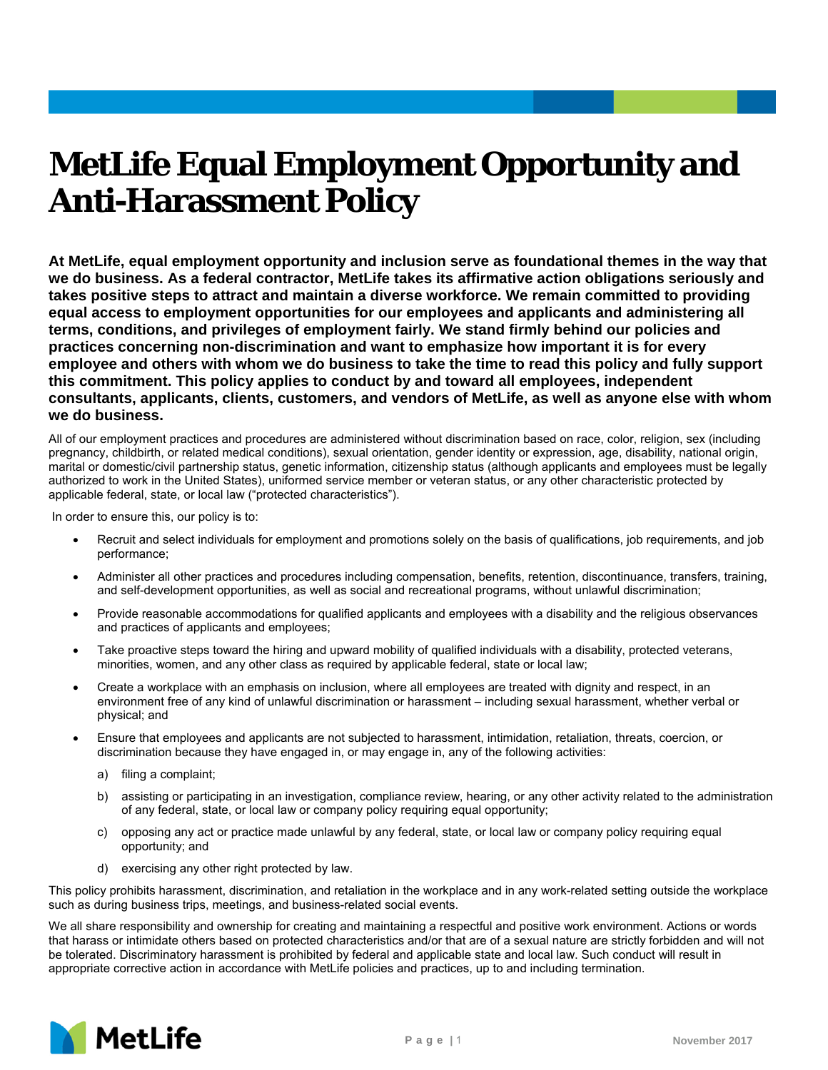# MetLife Equal Employment Opportunity and Anti-Harassment Policy

**At MetLife, equal employment opportunity and inclusion serve as foundational themes in the way that we do business. As a federal contractor, MetLife takes its affirmative action obligations seriously and takes positive steps to attract and maintain a diverse workforce. We remain committed to providing equal access to employment opportunities for our employees and applicants and administering all terms, conditions, and privileges of employment fairly. We stand firmly behind our policies and practices concerning non-discrimination and want to emphasize how important it is for every employee and others with whom we do business to take the time to read this policy and fully support this commitment. This policy applies to conduct by and toward all employees, independent consultants, applicants, clients, customers, and vendors of MetLife, as well as anyone else with whom we do business.**

All of our employment practices and procedures are administered without discrimination based on race, color, religion, sex (including pregnancy, childbirth, or related medical conditions), sexual orientation, gender identity or expression, age, disability, national origin, marital or domestic/civil partnership status, genetic information, citizenship status (although applicants and employees must be legally authorized to work in the United States), uniformed service member or veteran status, or any other characteristic protected by applicable federal, state, or local law ("protected characteristics").

In order to ensure this, our policy is to:

- Recruit and select individuals for employment and promotions solely on the basis of qualifications, job requirements, and job performance;
- Administer all other practices and procedures including compensation, benefits, retention, discontinuance, transfers, training, and self-development opportunities, as well as social and recreational programs, without unlawful discrimination;
- Provide reasonable accommodations for qualified applicants and employees with a disability and the religious observances and practices of applicants and employees;
- Take proactive steps toward the hiring and upward mobility of qualified individuals with a disability, protected veterans, minorities, women, and any other class as required by applicable federal, state or local law;
- Create a workplace with an emphasis on inclusion, where all employees are treated with dignity and respect, in an environment free of any kind of unlawful discrimination or harassment – including sexual harassment, whether verbal or physical; and
- Ensure that employees and applicants are not subjected to harassment, intimidation, retaliation, threats, coercion, or discrimination because they have engaged in, or may engage in, any of the following activities:
  - a) filing a complaint;
  - b) assisting or participating in an investigation, compliance review, hearing, or any other activity related to the administration of any federal, state, or local law or company policy requiring equal opportunity;
  - c) opposing any act or practice made unlawful by any federal, state, or local law or company policy requiring equal opportunity; and
  - d) exercising any other right protected by law.

This policy prohibits harassment, discrimination, and retaliation in the workplace and in any work-related setting outside the workplace such as during business trips, meetings, and business-related social events.

We all share responsibility and ownership for creating and maintaining a respectful and positive work environment. Actions or words that harass or intimidate others based on protected characteristics and/or that are of a sexual nature are strictly forbidden and will not be tolerated. Discriminatory harassment is prohibited by federal and applicable state and local law. Such conduct will result in appropriate corrective action in accordance with MetLife policies and practices, up to and including termination.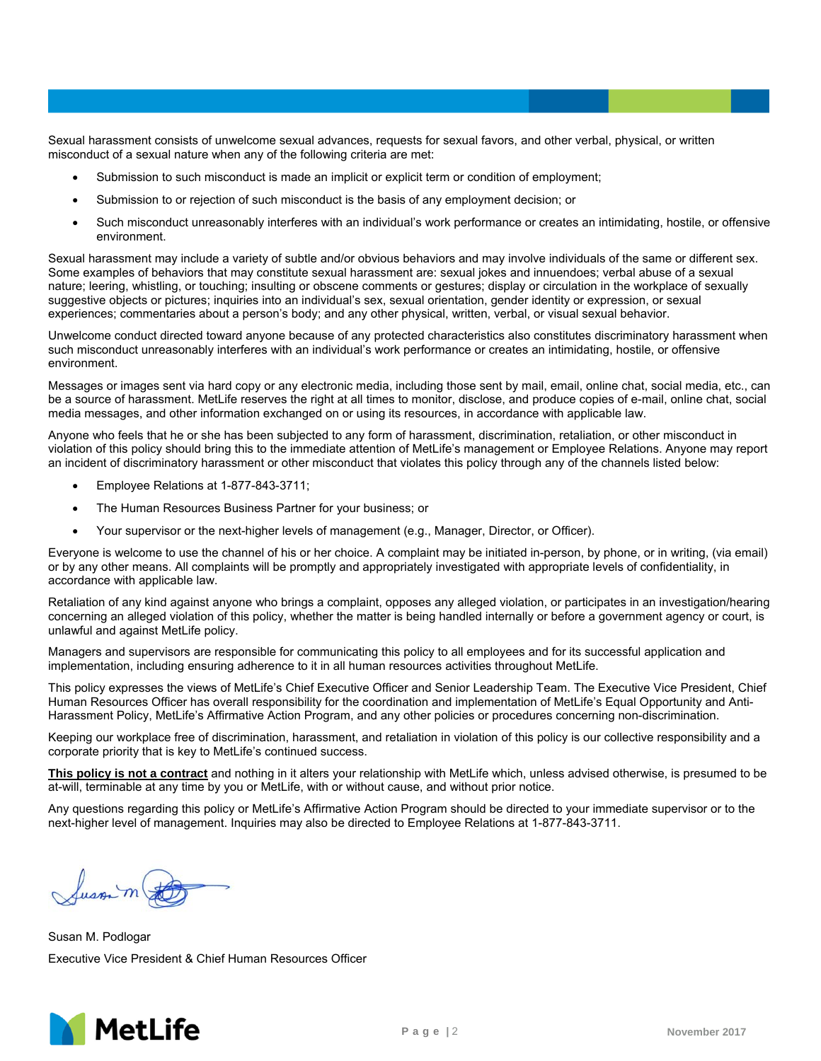Sexual harassment consists of unwelcome sexual advances, requests for sexual favors, and other verbal, physical, or written misconduct of a sexual nature when any of the following criteria are met:

- Submission to such misconduct is made an implicit or explicit term or condition of employment;
- Submission to or rejection of such misconduct is the basis of any employment decision; or
- Such misconduct unreasonably interferes with an individual's work performance or creates an intimidating, hostile, or offensive environment.

Sexual harassment may include a variety of subtle and/or obvious behaviors and may involve individuals of the same or different sex. Some examples of behaviors that may constitute sexual harassment are: sexual jokes and innuendoes; verbal abuse of a sexual nature; leering, whistling, or touching; insulting or obscene comments or gestures; display or circulation in the workplace of sexually suggestive objects or pictures; inquiries into an individual's sex, sexual orientation, gender identity or expression, or sexual experiences; commentaries about a person's body; and any other physical, written, verbal, or visual sexual behavior.

Unwelcome conduct directed toward anyone because of any protected characteristics also constitutes discriminatory harassment when such misconduct unreasonably interferes with an individual's work performance or creates an intimidating, hostile, or offensive environment.

Messages or images sent via hard copy or any electronic media, including those sent by mail, email, online chat, social media, etc., can be a source of harassment. MetLife reserves the right at all times to monitor, disclose, and produce copies of e-mail, online chat, social media messages, and other information exchanged on or using its resources, in accordance with applicable law.

Anyone who feels that he or she has been subjected to any form of harassment, discrimination, retaliation, or other misconduct in violation of this policy should bring this to the immediate attention of MetLife's management or Employee Relations. Anyone may report an incident of discriminatory harassment or other misconduct that violates this policy through any of the channels listed below:

- Employee Relations at 1-877-843-3711;
- The Human Resources Business Partner for your business; or
- Your supervisor or the next-higher levels of management (e.g., Manager, Director, or Officer).

Everyone is welcome to use the channel of his or her choice. A complaint may be initiated in-person, by phone, or in writing, (via email) or by any other means. All complaints will be promptly and appropriately investigated with appropriate levels of confidentiality, in accordance with applicable law.

Retaliation of any kind against anyone who brings a complaint, opposes any alleged violation, or participates in an investigation/hearing concerning an alleged violation of this policy, whether the matter is being handled internally or before a government agency or court, is unlawful and against MetLife policy.

Managers and supervisors are responsible for communicating this policy to all employees and for its successful application and implementation, including ensuring adherence to it in all human resources activities throughout MetLife.

This policy expresses the views of MetLife's Chief Executive Officer and Senior Leadership Team. The Executive Vice President, Chief Human Resources Officer has overall responsibility for the coordination and implementation of MetLife's Equal Opportunity and Anti-Harassment Policy, MetLife's Affirmative Action Program, and any other policies or procedures concerning non-discrimination.

Keeping our workplace free of discrimination, harassment, and retaliation in violation of this policy is our collective responsibility and a corporate priority that is key to MetLife's continued success.

**<u>This policy is not a contract</u>** and nothing in it alters your relationship with MetLife which, unless advised otherwise, is presumed to be at-will, terminable at any time by you or MetLife, with or without cause, and without prior notice.

Any questions regarding this policy or MetLife's Affirmative Action Program should be directed to your immediate supervisor or to the next-higher level of management. Inquiries may also be directed to Employee Relations at 1-877-843-3711.

Susan M. Podlogar

Executive Vice President & Chief Human Resources Officer

November 2017